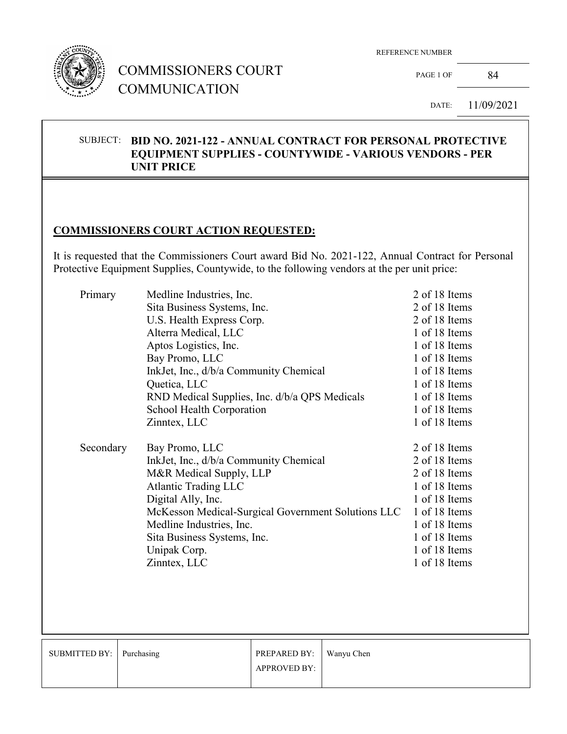# COMMISSIONERS COURT COMMUNICATION

REFERENCE NUMBER

PAGE 1 OF 84

DATE: 11/09/2021

SUBJECT: **BID NO. 2021-122 - ANNUAL CONTRACT FOR PERSONAL PROTECTIVE EQUIPMENT SUPPLIES - COUNTYWIDE - VARIOUS VENDORS - PER UNIT PRICE**

## COMMISSIONERS COURT ACTION REQUESTED:

It is requested that the Commissioners Court award Bid No. 2021-122, Annual Contract for Personal Protective Equipment Supplies, Countywide, to the following vendors at the per unit price:

| | | |
|---|---|---|
| Primary | Medline Industries, Inc. | 2 of 18 Items |
| | Sita Business Systems, Inc. | 2 of 18 Items |
| | U.S. Health Express Corp. | 2 of 18 Items |
| | Alterra Medical, LLC | 1 of 18 Items |
| | Aptos Logistics, Inc. | 1 of 18 Items |
| | Bay Promo, LLC | 1 of 18 Items |
| | InkJet, Inc., d/b/a Community Chemical | 1 of 18 Items |
| | Quetica, LLC | 1 of 18 Items |
| | RND Medical Supplies, Inc. d/b/a QPS Medicals | 1 of 18 Items |
| | School Health Corporation | 1 of 18 Items |
| | Zinntex, LLC | 1 of 18 Items |
| Secondary | Bay Promo, LLC | 2 of 18 Items |
| | InkJet, Inc., d/b/a Community Chemical | 2 of 18 Items |
| | M&R Medical Supply, LLP | 2 of 18 Items |
| | Atlantic Trading LLC | 1 of 18 Items |
| | Digital Ally, Inc. | 1 of 18 Items |
| | McKesson Medical-Surgical Government Solutions LLC | 1 of 18 Items |
| | Medline Industries, Inc. | 1 of 18 Items |
| | Sita Business Systems, Inc. | 1 of 18 Items |
| | Unipak Corp. | 1 of 18 Items |
| | Zinntex, LLC | 1 of 18 Items |

| SUBMITTED BY: | Purchasing | PREPARED BY: | Wanyu Chen |
|---|---|---|---|
| | | APPROVED BY: | |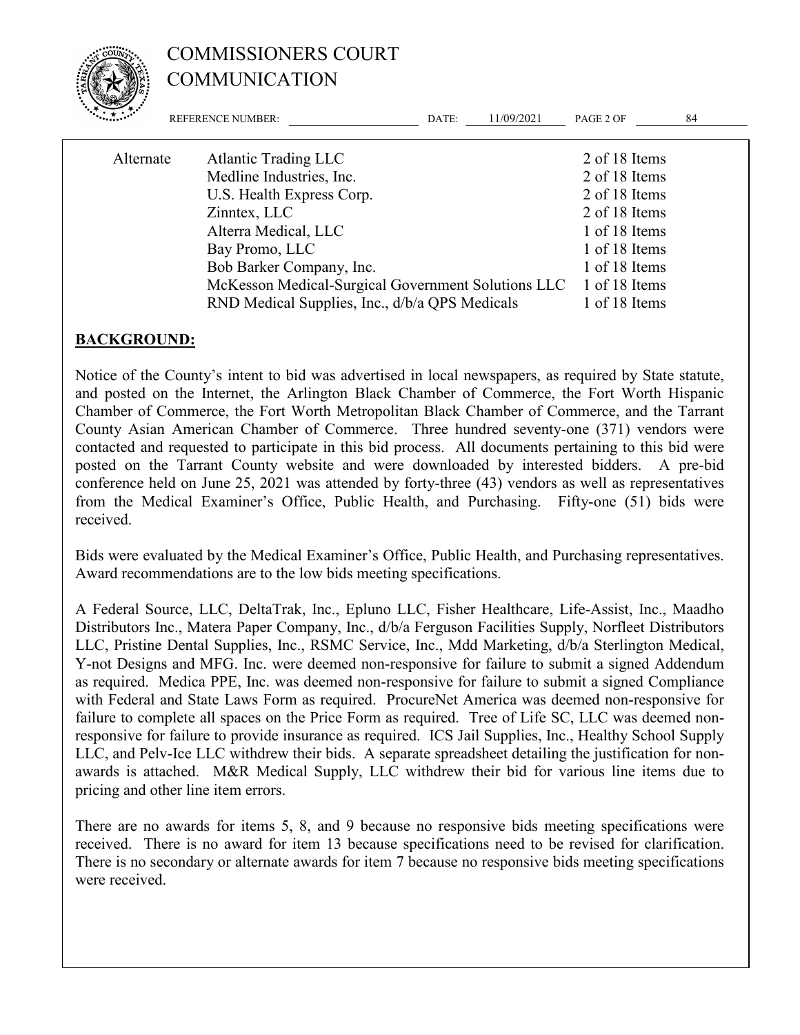| | | |
|---|---|---|
| Alternate | Atlantic Trading LLC | 2 of 18 Items |
| | Medline Industries, Inc. | 2 of 18 Items |
| | U.S. Health Express Corp. | 2 of 18 Items |
| | Zinntex, LLC | 2 of 18 Items |
| | Alterra Medical, LLC | 1 of 18 Items |
| | Bay Promo, LLC | 1 of 18 Items |
| | Bob Barker Company, Inc. | 1 of 18 Items |
| | McKesson Medical-Surgical Government Solutions LLC | 1 of 18 Items |
| | RND Medical Supplies, Inc., d/b/a QPS Medicals | 1 of 18 Items |

**BACKGROUND:**

Notice of the County's intent to bid was advertised in local newspapers, as required by State statute, and posted on the Internet, the Arlington Black Chamber of Commerce, the Fort Worth Hispanic Chamber of Commerce, the Fort Worth Metropolitan Black Chamber of Commerce, and the Tarrant County Asian American Chamber of Commerce. Three hundred seventy-one (371) vendors were contacted and requested to participate in this bid process. All documents pertaining to this bid were posted on the Tarrant County website and were downloaded by interested bidders. A pre-bid conference held on June 25, 2021 was attended by forty-three (43) vendors as well as representatives from the Medical Examiner's Office, Public Health, and Purchasing. Fifty-one (51) bids were received.

Bids were evaluated by the Medical Examiner's Office, Public Health, and Purchasing representatives. Award recommendations are to the low bids meeting specifications.

A Federal Source, LLC, DeltaTrak, Inc., Epluno LLC, Fisher Healthcare, Life-Assist, Inc., Maadho Distributors Inc., Matera Paper Company, Inc., d/b/a Ferguson Facilities Supply, Norfleet Distributors LLC, Pristine Dental Supplies, Inc., RSMC Service, Inc., Mdd Marketing, d/b/a Sterlington Medical, Y-not Designs and MFG. Inc. were deemed non-responsive for failure to submit a signed Addendum as required. Medica PPE, Inc. was deemed non-responsive for failure to submit a signed Compliance with Federal and State Laws Form as required. ProcureNet America was deemed non-responsive for failure to complete all spaces on the Price Form as required. Tree of Life SC, LLC was deemed non-responsive for failure to provide insurance as required. ICS Jail Supplies, Inc., Healthy School Supply LLC, and Pelv-Ice LLC withdrew their bids. A separate spreadsheet detailing the justification for non-awards is attached. M&R Medical Supply, LLC withdrew their bid for various line items due to pricing and other line item errors.

There are no awards for items 5, 8, and 9 because no responsive bids meeting specifications were received. There is no award for item 13 because specifications need to be revised for clarification. There is no secondary or alternate awards for item 7 because no responsive bids meeting specifications were received.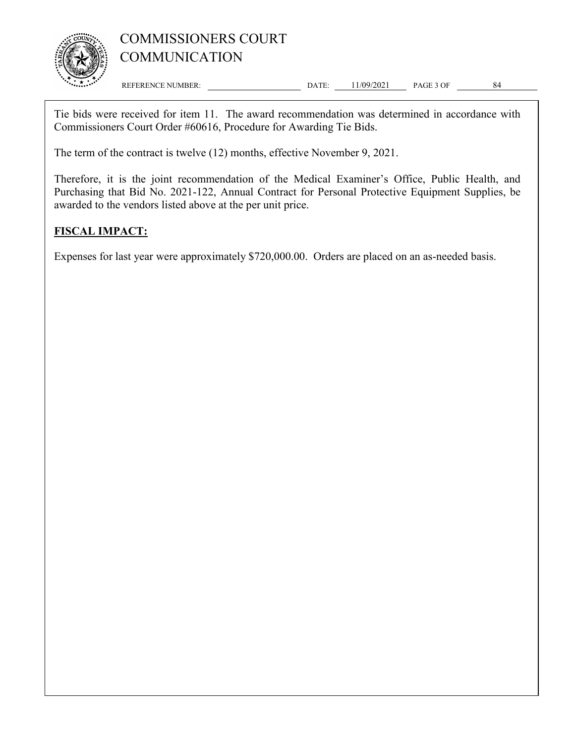Tie bids were received for item 11. The award recommendation was determined in accordance with Commissioners Court Order #60616, Procedure for Awarding Tie Bids.

The term of the contract is twelve (12) months, effective November 9, 2021.

Therefore, it is the joint recommendation of the Medical Examiner's Office, Public Health, and Purchasing that Bid No. 2021-122, Annual Contract for Personal Protective Equipment Supplies, be awarded to the vendors listed above at the per unit price.

## FISCAL IMPACT:

Expenses for last year were approximately $720,000.00. Orders are placed on an as-needed basis.